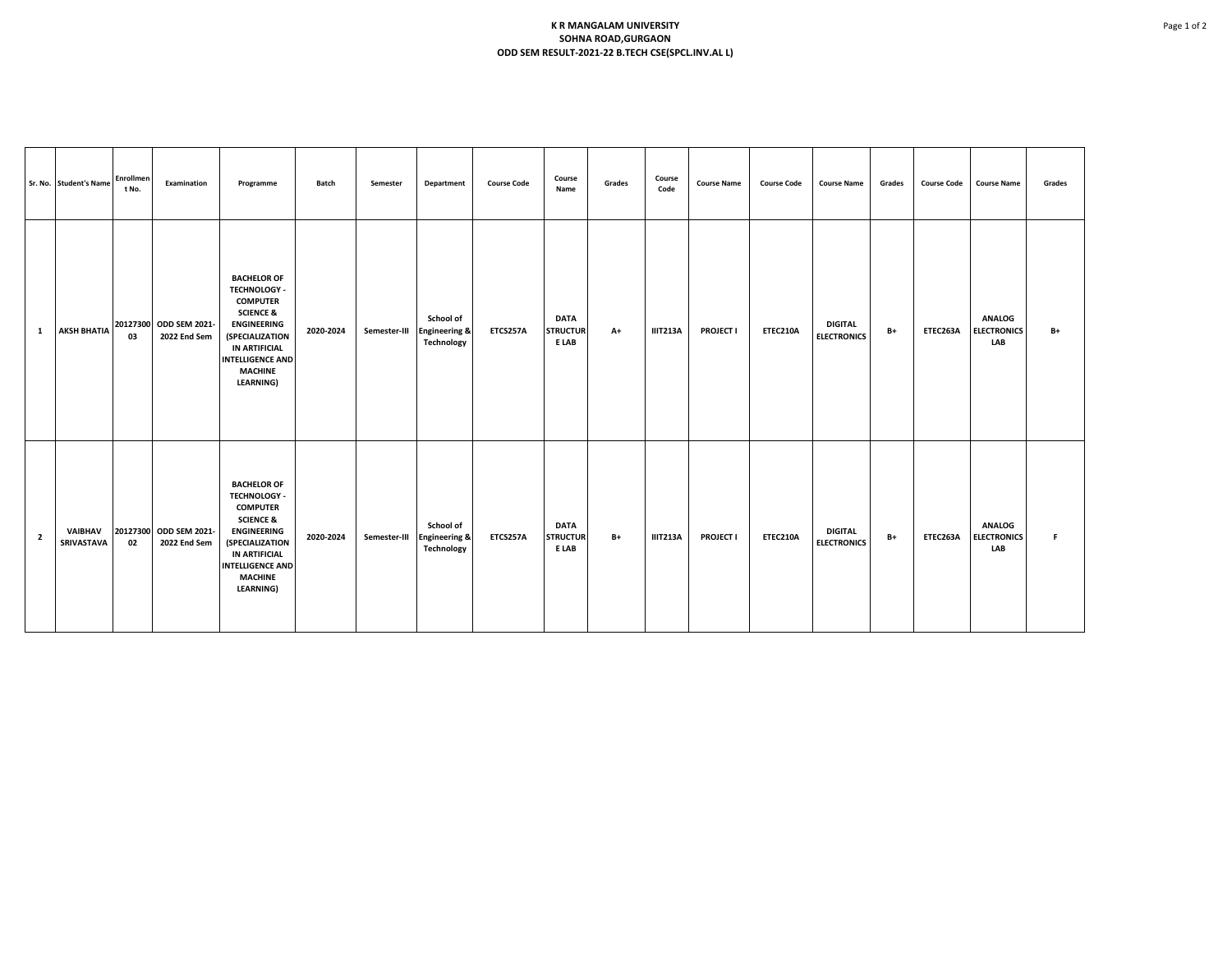**K R MANGALAM UNIVERSITY**
**SOHNA ROAD,GURGAON**
**ODD SEM RESULT-2021-22 B.TECH CSE(SPCL.INV.AL L)**

| Sr. No. | Student's Name | Enrollment No. | Examination | Programme | Batch | Semester | Department | Course Code | Course Name | Grades | Course Code | Course Name | Course Code | Course Name | Grades | Course Code | Course Name | Grades |
|---|---|---|---|---|---|---|---|---|---|---|---|---|---|---|---|---|---|---|
| 1 | AKSH BHATIA | 2012730003 | ODD SEM 2021-2022 End Sem | BACHELOR OF TECHNOLOGY - COMPUTER SCIENCE & ENGINEERING (SPECIALIZATION IN ARTIFICIAL INTELLIGENCE AND MACHINE LEARNING) | 2020-2024 | Semester-III | School of Engineering & Technology | ETCS257A | DATA STRUCTURE LAB | A+ | IIIT213A | PROJECT I | ETEC210A | DIGITAL ELECTRONICS | B+ | ETEC263A | ANALOG ELECTRONICS LAB | B+ |
| 2 | VAIBHAV SRIVASTAVA | 2012730002 | ODD SEM 2021-2022 End Sem | BACHELOR OF TECHNOLOGY - COMPUTER SCIENCE & ENGINEERING (SPECIALIZATION IN ARTIFICIAL INTELLIGENCE AND MACHINE LEARNING) | 2020-2024 | Semester-III | School of Engineering & Technology | ETCS257A | DATA STRUCTURE LAB | B+ | IIIT213A | PROJECT I | ETEC210A | DIGITAL ELECTRONICS | B+ | ETEC263A | ANALOG ELECTRONICS LAB | F |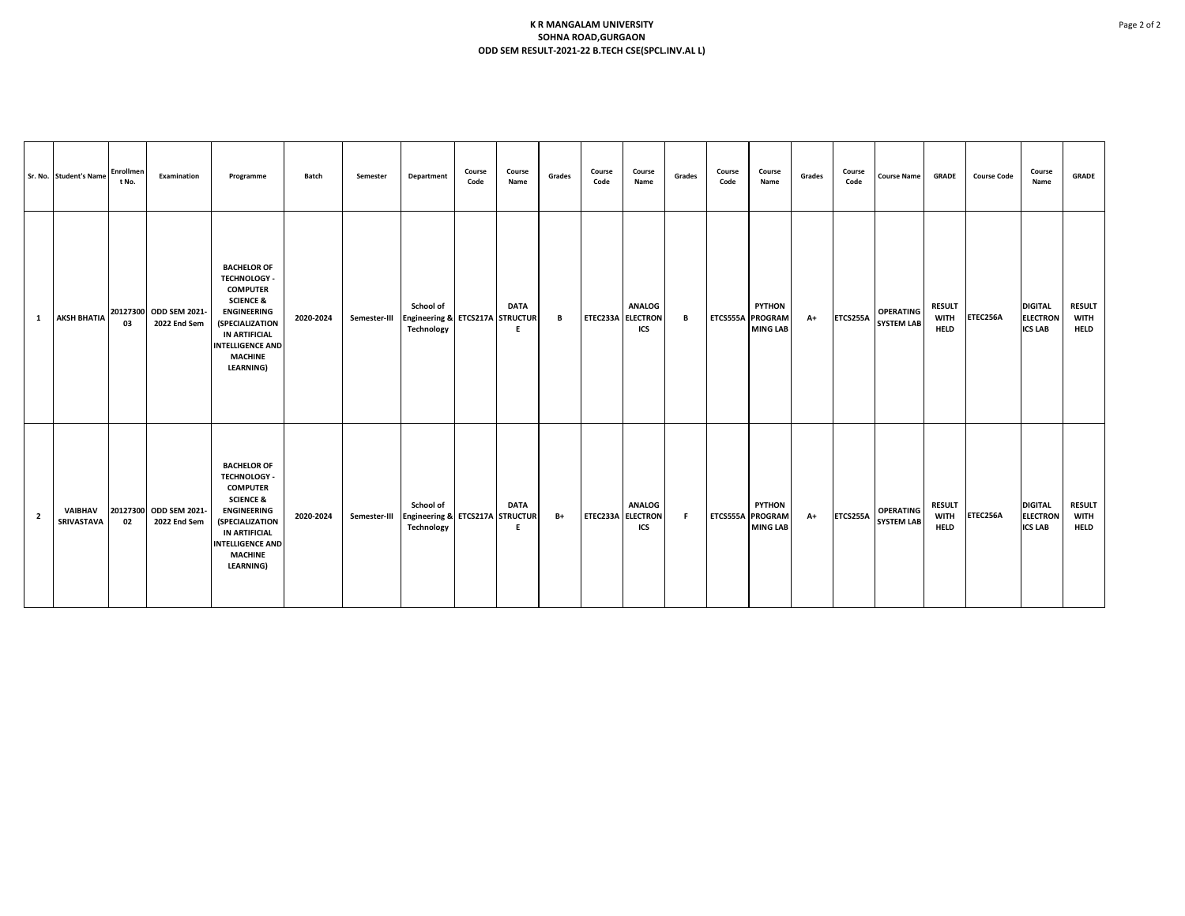**K R MANGALAM UNIVERSITY**
**SOHNA ROAD,GURGAON**
**ODD SEM RESULT-2021-22 B.TECH CSE(SPCL.INV.AL L)**

| Sr. No. | Student's Name | Enrollment No. | Examination | Programme | Batch | Semester | Department | Course Code | Course Name | Grades | Course Code | Course Name | Grades | Course Code | Course Name | Grades | Course Code | Course Name | GRADE | Course Code | Course Name | GRADE |
|---|---|---|---|---|---|---|---|---|---|---|---|---|---|---|---|---|---|---|---|---|---|---|
| 1 | AKSH BHATIA | 2012730003 | ODD SEM 2021-2022 End Sem | BACHELOR OF TECHNOLOGY - COMPUTER SCIENCE & ENGINEERING (SPECIALIZATION IN ARTIFICIAL INTELLIGENCE AND MACHINE LEARNING) | 2020-2024 | Semester-III | School of Engineering & Technology | ETCS217A | DATA STRUCTURE | B | ETEC233A | ANALOG ELECTRONICS | B | ETCS555A | PYTHON PROGRAMMING LAB | A+ | ETCS255A | OPERATING SYSTEM LAB | RESULT WITH HELD | ETEC256A | DIGITAL ELECTRONICS LAB | RESULT WITH HELD |
| 2 | VAIBHAV SRIVASTAVA | 2012730002 | ODD SEM 2021-2022 End Sem | BACHELOR OF TECHNOLOGY - COMPUTER SCIENCE & ENGINEERING (SPECIALIZATION IN ARTIFICIAL INTELLIGENCE AND MACHINE LEARNING) | 2020-2024 | Semester-III | School of Engineering & Technology | ETCS217A | DATA STRUCTURE | B+ | ETEC233A | ANALOG ELECTRONICS | F | ETCS555A | PYTHON PROGRAMMING LAB | A+ | ETCS255A | OPERATING SYSTEM LAB | RESULT WITH HELD | ETEC256A | DIGITAL ELECTRONICS LAB | RESULT WITH HELD |